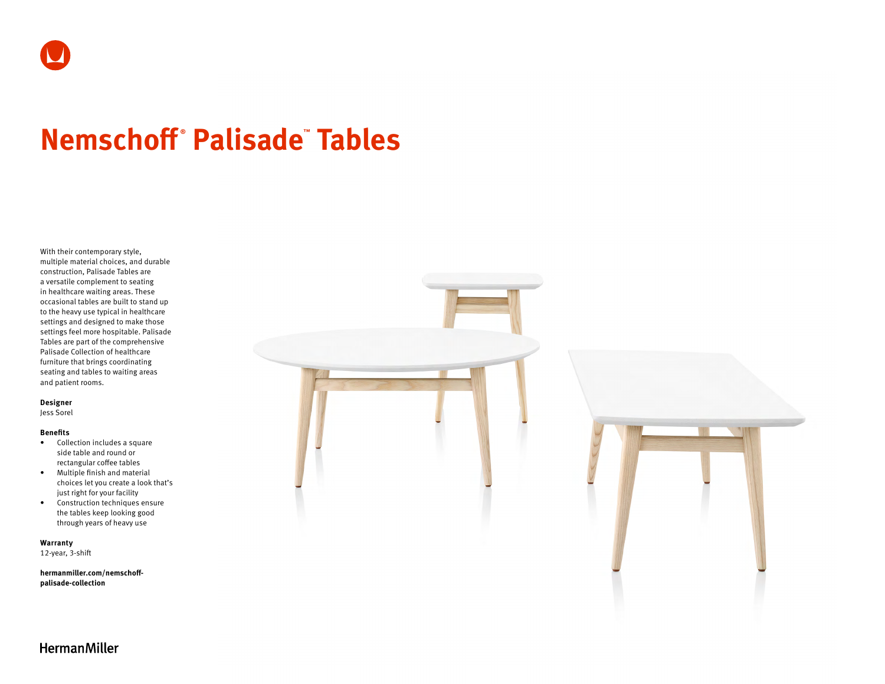# Nemschoff® Palisade™ Tables

With their contemporary style, multiple material choices, and durable construction, Palisade Tables are a versatile complement to seating in healthcare waiting areas. These occasional tables are built to stand up to the heavy use typical in healthcare settings and designed to make those settings feel more hospitable. Palisade Tables are part of the comprehensive Palisade Collection of healthcare furniture that brings coordinating seating and tables to waiting areas and patient rooms.

**Designer**
Jess Sorel

**Benefits**

- Collection includes a square side table and round or rectangular coffee tables
- Multiple finish and material choices let you create a look that's just right for your facility
- Construction techniques ensure the tables keep looking good through years of heavy use

**Warranty**
12-year, 3-shift

**hermanmiller.com/nemschoff-palisade-collection**

HermanMiller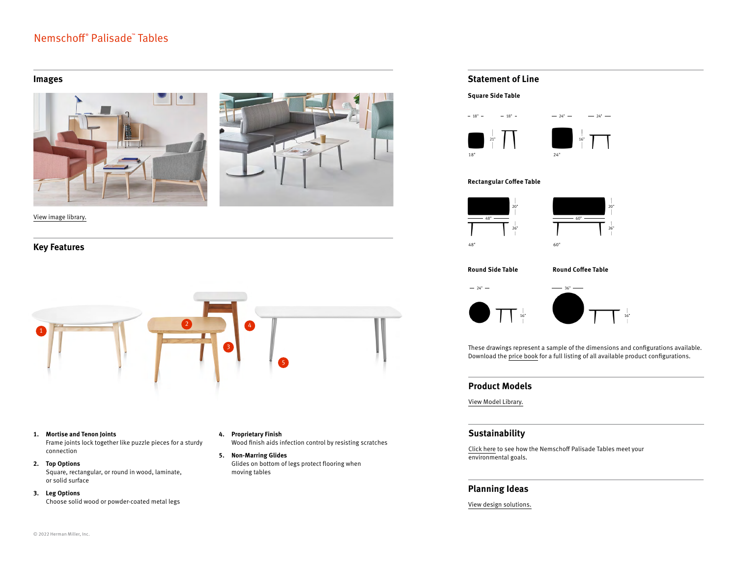# Nemschoff® Palisade™ Tables

## Images

View image library.

## Key Features

1
2
3
4
5

1. **Mortise and Tenon Joints**
   Frame joints lock together like puzzle pieces for a sturdy connection
2. **Top Options**
   Square, rectangular, or round in wood, laminate, or solid surface
3. **Leg Options**
   Choose solid wood or powder-coated metal legs
4. **Proprietary Finish**
   Wood finish aids infection control by resisting scratches
5. **Non-Marring Glides**
   Glides on bottom of legs protect flooring when moving tables

## Statement of Line

### Square Side Table

18" 18" 21" 18"

24" 24" 16" 24"

### Rectangular Coffee Table

20" 48" 26" 48"

20" 60" 26" 60"

### Round Side Table

24" 16"

### Round Coffee Table

36" 16"

These drawings represent a sample of the dimensions and configurations available. Download the price book for a full listing of all available product configurations.

## Product Models

View Model Library.

## Sustainability

Click here to see how the Nemschoff Palisade Tables meet your environmental goals.

## Planning Ideas

View design solutions.

© 2022 Herman Miller, Inc.